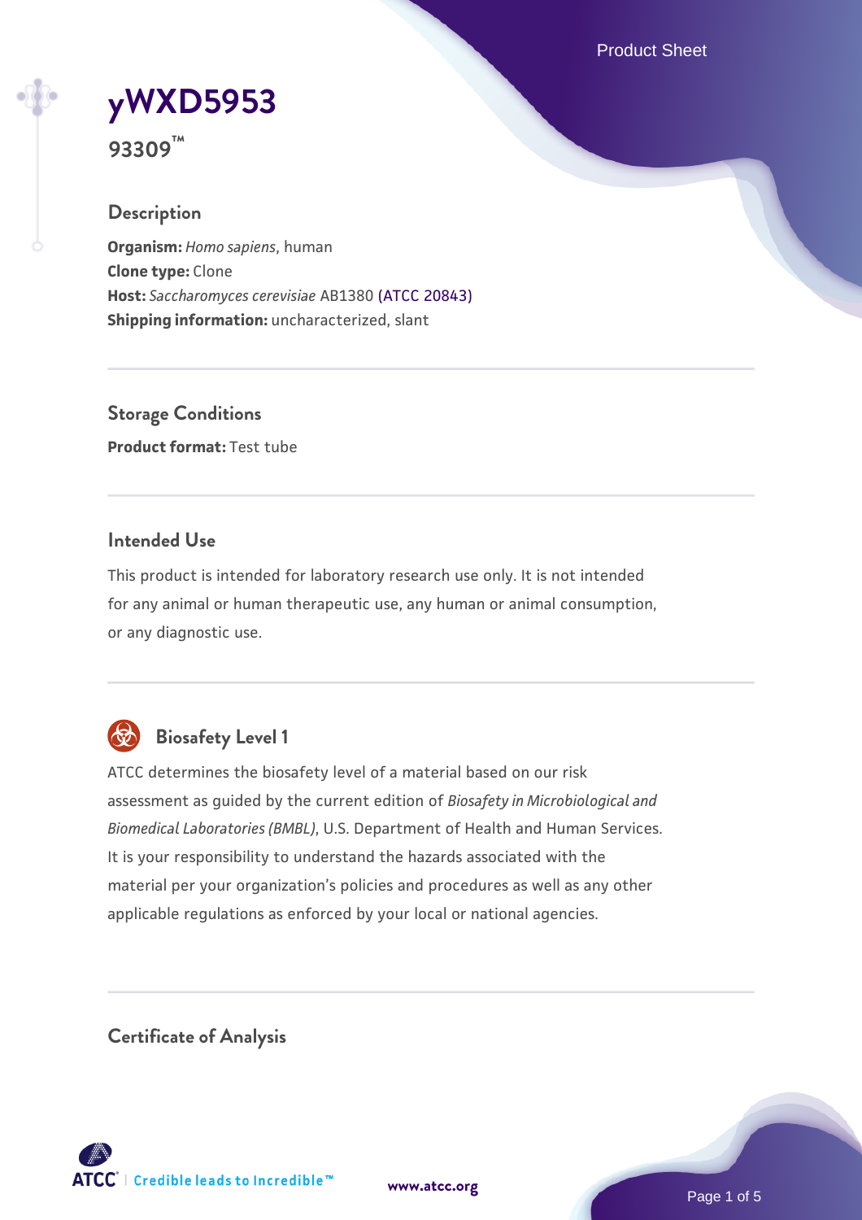# yWXD5953

**93309™**

## Description

**Organism:** *Homo sapiens*, human
**Clone type:** Clone
**Host:** *Saccharomyces cerevisiae* AB1380 (ATCC 20843)
**Shipping information:** uncharacterized, slant

## Storage Conditions

**Product format:** Test tube

## Intended Use

This product is intended for laboratory research use only. It is not intended for any animal or human therapeutic use, any human or animal consumption, or any diagnostic use.

## Biosafety Level 1

ATCC determines the biosafety level of a material based on our risk assessment as guided by the current edition of *Biosafety in Microbiological and Biomedical Laboratories (BMBL)*, U.S. Department of Health and Human Services. It is your responsibility to understand the hazards associated with the material per your organization's policies and procedures as well as any other applicable regulations as enforced by your local or national agencies.

## Certificate of Analysis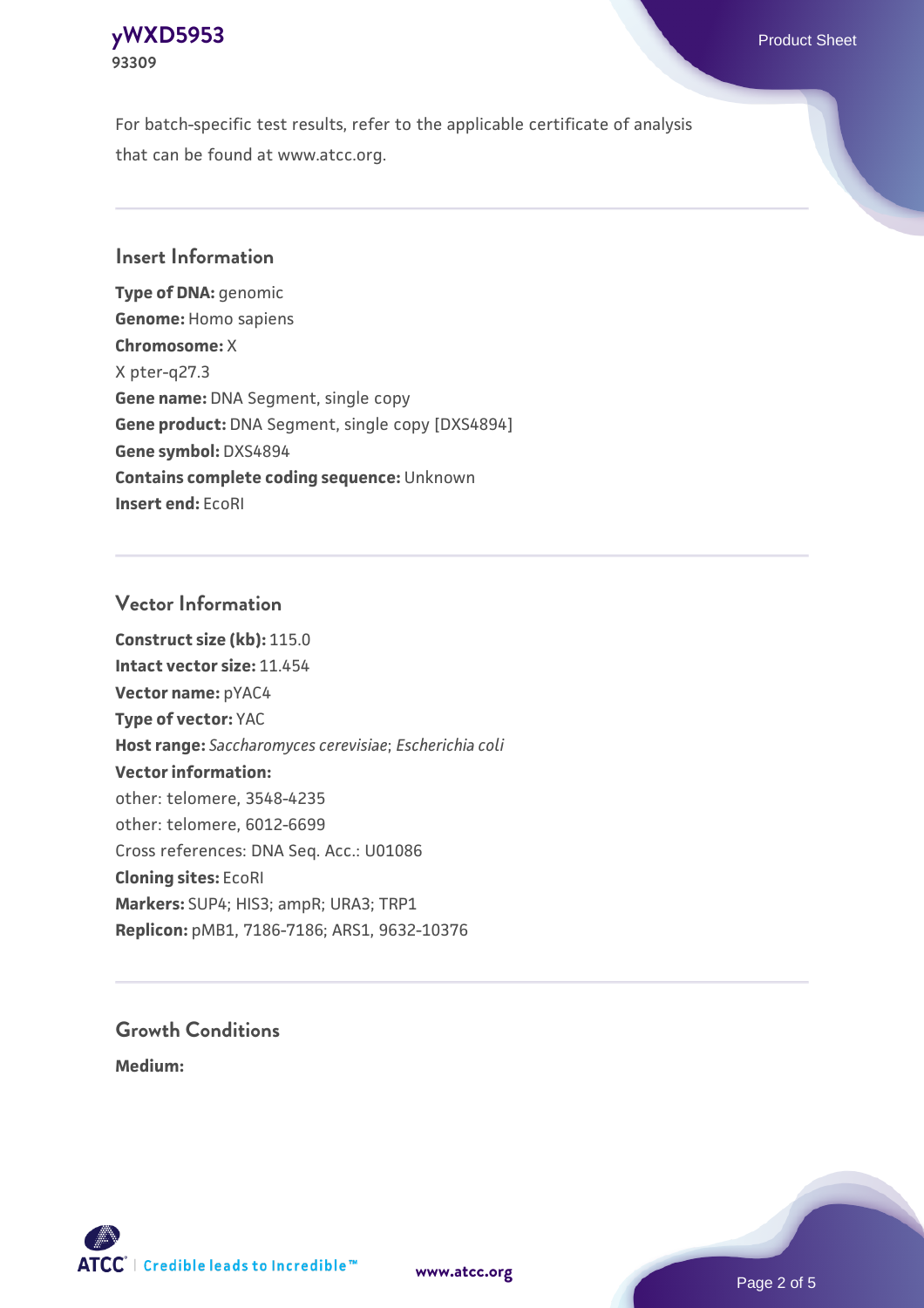For batch-specific test results, refer to the applicable certificate of analysis that can be found at www.atcc.org.

## Insert Information

**Type of DNA:** genomic
**Genome:** Homo sapiens
**Chromosome:** X
X pter-q27.3
**Gene name:** DNA Segment, single copy
**Gene product:** DNA Segment, single copy [DXS4894]
**Gene symbol:** DXS4894
**Contains complete coding sequence:** Unknown
**Insert end:** EcoRI

## Vector Information

**Construct size (kb):** 115.0
**Intact vector size:** 11.454
**Vector name:** pYAC4
**Type of vector:** YAC
**Host range:** *Saccharomyces cerevisiae*; *Escherichia coli*
**Vector information:**
other: telomere, 3548-4235
other: telomere, 6012-6699
Cross references: DNA Seq. Acc.: U01086
**Cloning sites:** EcoRI
**Markers:** SUP4; HIS3; ampR; URA3; TRP1
**Replicon:** pMB1, 7186-7186; ARS1, 9632-10376

## Growth Conditions

**Medium:**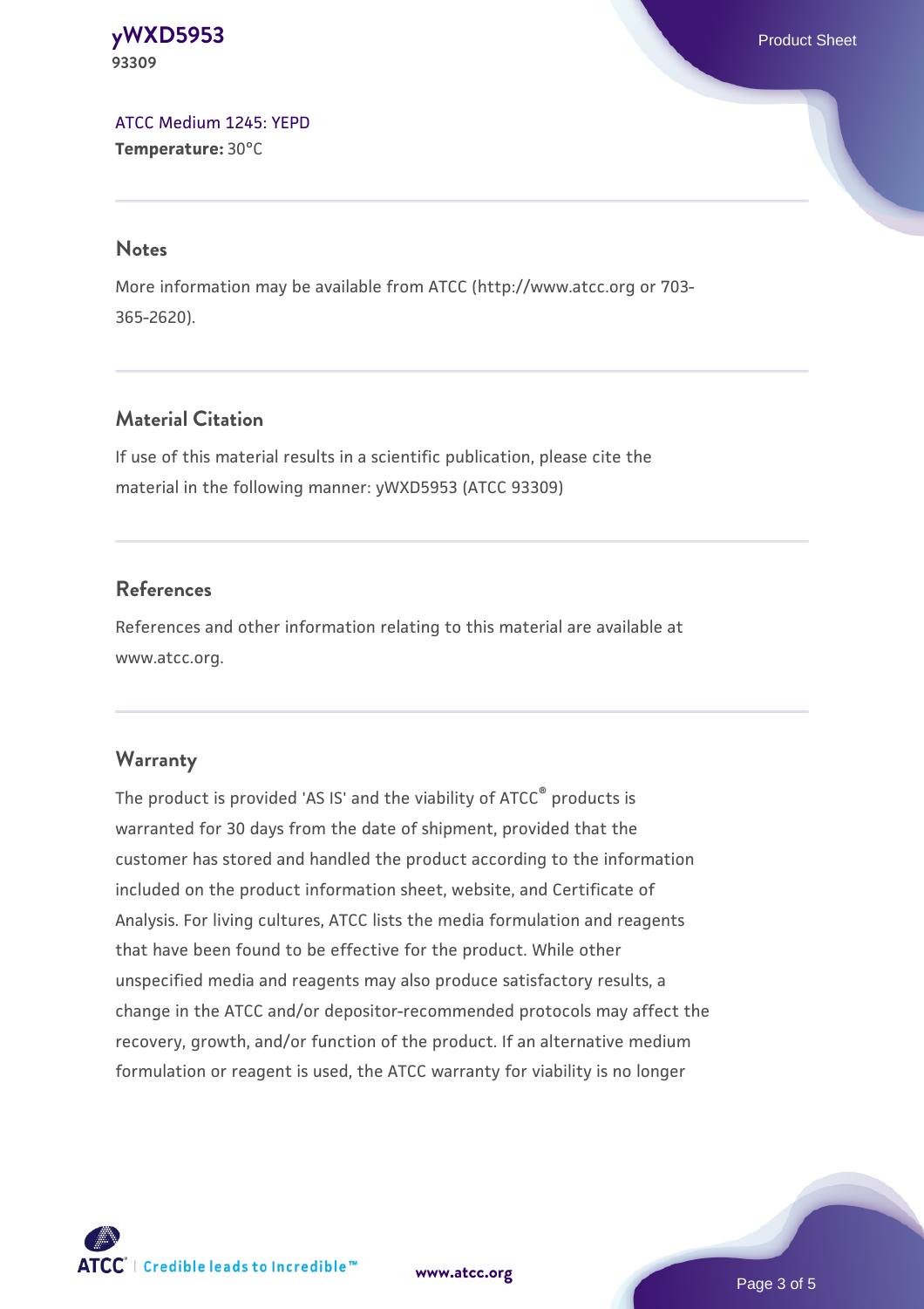ATCC Medium 1245: YEPD
**Temperature:** 30°C

## Notes

More information may be available from ATCC (http://www.atcc.org or 703-365-2620).

## Material Citation

If use of this material results in a scientific publication, please cite the material in the following manner: yWXD5953 (ATCC 93309)

## References

References and other information relating to this material are available at www.atcc.org.

## Warranty

The product is provided 'AS IS' and the viability of ATCC® products is warranted for 30 days from the date of shipment, provided that the customer has stored and handled the product according to the information included on the product information sheet, website, and Certificate of Analysis. For living cultures, ATCC lists the media formulation and reagents that have been found to be effective for the product. While other unspecified media and reagents may also produce satisfactory results, a change in the ATCC and/or depositor-recommended protocols may affect the recovery, growth, and/or function of the product. If an alternative medium formulation or reagent is used, the ATCC warranty for viability is no longer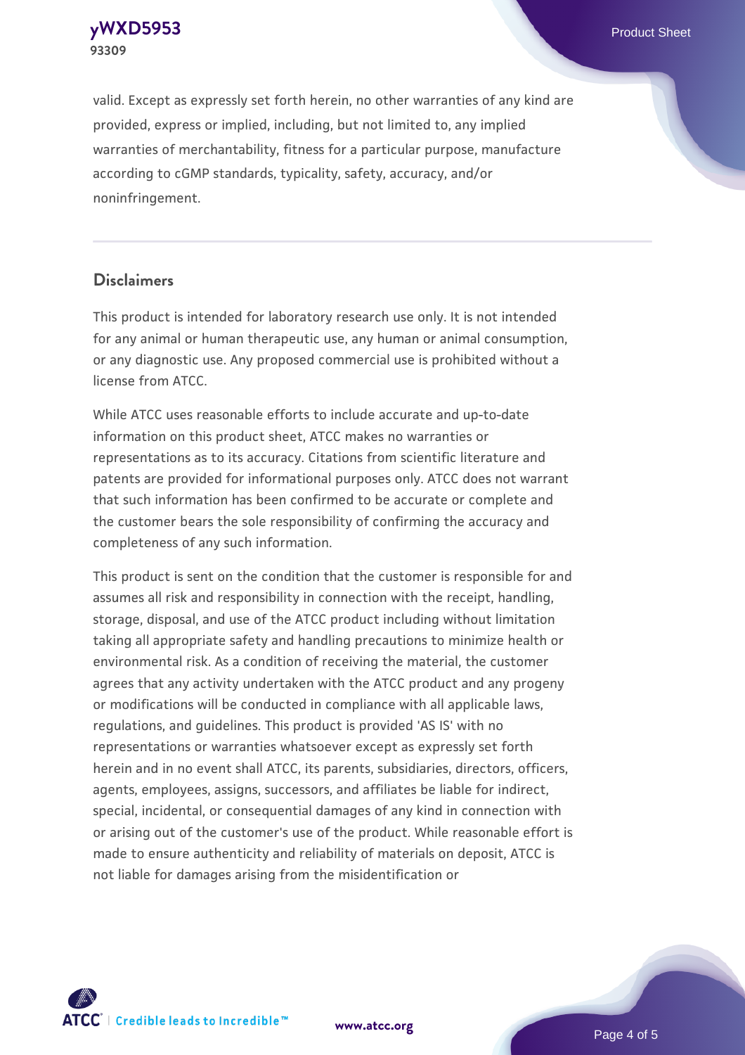valid. Except as expressly set forth herein, no other warranties of any kind are provided, express or implied, including, but not limited to, any implied warranties of merchantability, fitness for a particular purpose, manufacture according to cGMP standards, typicality, safety, accuracy, and/or noninfringement.

## Disclaimers

This product is intended for laboratory research use only. It is not intended for any animal or human therapeutic use, any human or animal consumption, or any diagnostic use. Any proposed commercial use is prohibited without a license from ATCC.

While ATCC uses reasonable efforts to include accurate and up-to-date information on this product sheet, ATCC makes no warranties or representations as to its accuracy. Citations from scientific literature and patents are provided for informational purposes only. ATCC does not warrant that such information has been confirmed to be accurate or complete and the customer bears the sole responsibility of confirming the accuracy and completeness of any such information.

This product is sent on the condition that the customer is responsible for and assumes all risk and responsibility in connection with the receipt, handling, storage, disposal, and use of the ATCC product including without limitation taking all appropriate safety and handling precautions to minimize health or environmental risk. As a condition of receiving the material, the customer agrees that any activity undertaken with the ATCC product and any progeny or modifications will be conducted in compliance with all applicable laws, regulations, and guidelines. This product is provided 'AS IS' with no representations or warranties whatsoever except as expressly set forth herein and in no event shall ATCC, its parents, subsidiaries, directors, officers, agents, employees, assigns, successors, and affiliates be liable for indirect, special, incidental, or consequential damages of any kind in connection with or arising out of the customer's use of the product. While reasonable effort is made to ensure authenticity and reliability of materials on deposit, ATCC is not liable for damages arising from the misidentification or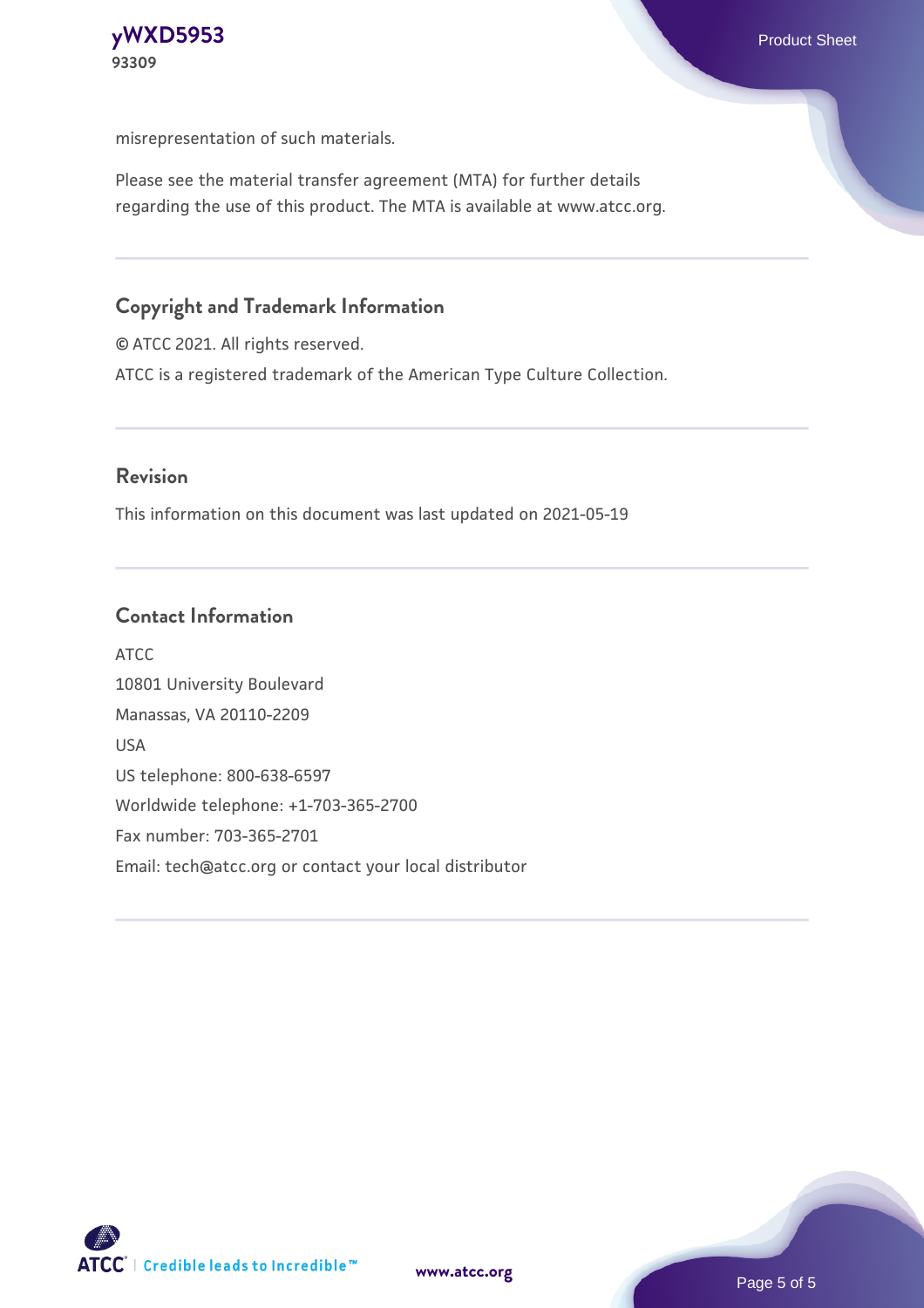misrepresentation of such materials.

Please see the material transfer agreement (MTA) for further details regarding the use of this product. The MTA is available at www.atcc.org.

## Copyright and Trademark Information

© ATCC 2021. All rights reserved.

ATCC is a registered trademark of the American Type Culture Collection.

## Revision

This information on this document was last updated on 2021-05-19

## Contact Information

ATCC
10801 University Boulevard
Manassas, VA 20110-2209
USA
US telephone: 800-638-6597
Worldwide telephone: +1-703-365-2700
Fax number: 703-365-2701
Email: tech@atcc.org or contact your local distributor